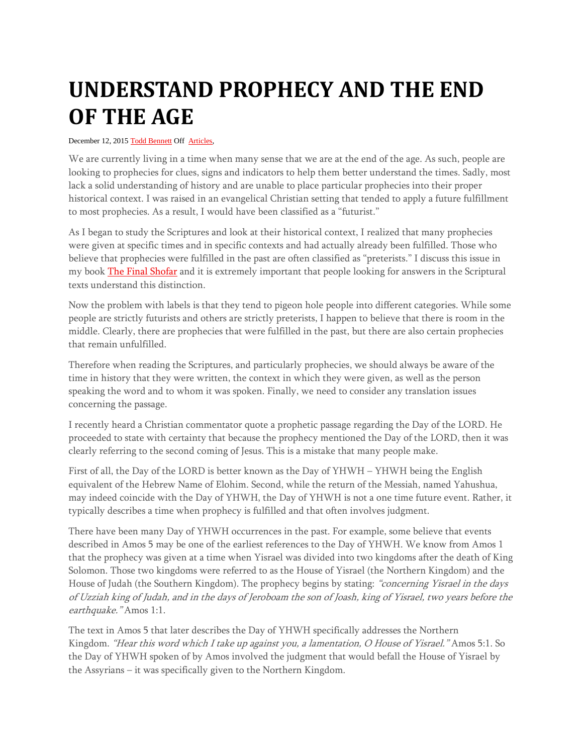# UNDERSTAND PROPHECY AND THE END OF THE AGE

December 12, 2015 Todd Bennett Off Articles,

We are currently living in a time when many sense that we are at the end of the age. As such, people are looking to prophecies for clues, signs and indicators to help them better understand the times. Sadly, most lack a solid understanding of history and are unable to place particular prophecies into their proper historical context. I was raised in an evangelical Christian setting that tended to apply a future fulfillment to most prophecies. As a result, I would have been classified as a "futurist."

As I began to study the Scriptures and look at their historical context, I realized that many prophecies were given at specific times and in specific contexts and had actually already been fulfilled. Those who believe that prophecies were fulfilled in the past are often classified as "preterists." I discuss this issue in my book The Final Shofar and it is extremely important that people looking for answers in the Scriptural texts understand this distinction.

Now the problem with labels is that they tend to pigeon hole people into different categories. While some people are strictly futurists and others are strictly preterists, I happen to believe that there is room in the middle. Clearly, there are prophecies that were fulfilled in the past, but there are also certain prophecies that remain unfulfilled.

Therefore when reading the Scriptures, and particularly prophecies, we should always be aware of the time in history that they were written, the context in which they were given, as well as the person speaking the word and to whom it was spoken. Finally, we need to consider any translation issues concerning the passage.

I recently heard a Christian commentator quote a prophetic passage regarding the Day of the LORD. He proceeded to state with certainty that because the prophecy mentioned the Day of the LORD, then it was clearly referring to the second coming of Jesus. This is a mistake that many people make.

First of all, the Day of the LORD is better known as the Day of YHWH – YHWH being the English equivalent of the Hebrew Name of Elohim. Second, while the return of the Messiah, named Yahushua, may indeed coincide with the Day of YHWH, the Day of YHWH is not a one time future event. Rather, it typically describes a time when prophecy is fulfilled and that often involves judgment.

There have been many Day of YHWH occurrences in the past. For example, some believe that events described in Amos 5 may be one of the earliest references to the Day of YHWH. We know from Amos 1 that the prophecy was given at a time when Yisrael was divided into two kingdoms after the death of King Solomon. Those two kingdoms were referred to as the House of Yisrael (the Northern Kingdom) and the House of Judah (the Southern Kingdom). The prophecy begins by stating: *"concerning Yisrael in the days of Uzziah king of Judah, and in the days of Jeroboam the son of Joash, king of Yisrael, two years before the earthquake."* Amos 1:1.

The text in Amos 5 that later describes the Day of YHWH specifically addresses the Northern Kingdom. *"Hear this word which I take up against you, a lamentation, O House of Yisrael."* Amos 5:1. So the Day of YHWH spoken of by Amos involved the judgment that would befall the House of Yisrael by the Assyrians – it was specifically given to the Northern Kingdom.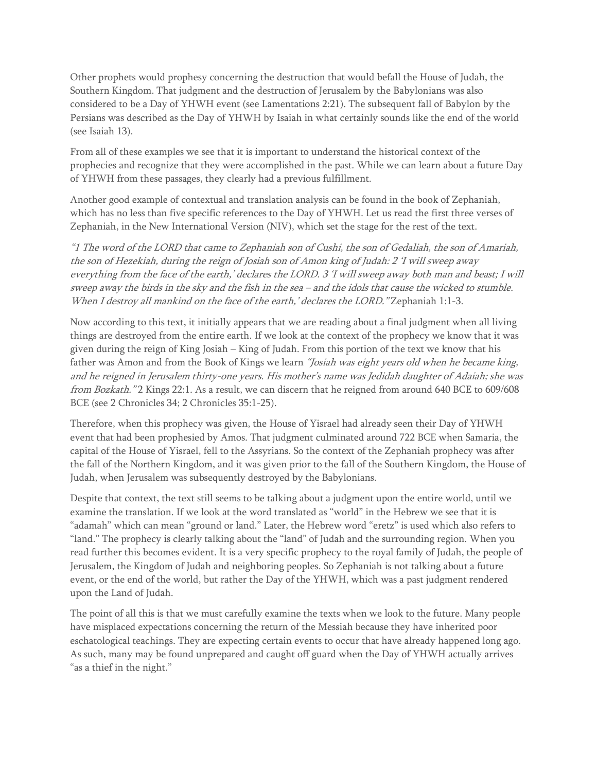Other prophets would prophesy concerning the destruction that would befall the House of Judah, the Southern Kingdom. That judgment and the destruction of Jerusalem by the Babylonians was also considered to be a Day of YHWH event (see Lamentations 2:21). The subsequent fall of Babylon by the Persians was described as the Day of YHWH by Isaiah in what certainly sounds like the end of the world (see Isaiah 13).

From all of these examples we see that it is important to understand the historical context of the prophecies and recognize that they were accomplished in the past. While we can learn about a future Day of YHWH from these passages, they clearly had a previous fulfillment.

Another good example of contextual and translation analysis can be found in the book of Zephaniah, which has no less than five specific references to the Day of YHWH. Let us read the first three verses of Zephaniah, in the New International Version (NIV), which set the stage for the rest of the text.

*"1 The word of the LORD that came to Zephaniah son of Cushi, the son of Gedaliah, the son of Amariah, the son of Hezekiah, during the reign of Josiah son of Amon king of Judah: 2 'I will sweep away everything from the face of the earth,' declares the LORD. 3 'I will sweep away both man and beast; I will sweep away the birds in the sky and the fish in the sea – and the idols that cause the wicked to stumble. When I destroy all mankind on the face of the earth,' declares the LORD."* Zephaniah 1:1-3.

Now according to this text, it initially appears that we are reading about a final judgment when all living things are destroyed from the entire earth. If we look at the context of the prophecy we know that it was given during the reign of King Josiah – King of Judah. From this portion of the text we know that his father was Amon and from the Book of Kings we learn *"Josiah was eight years old when he became king, and he reigned in Jerusalem thirty-one years. His mother's name was Jedidah daughter of Adaiah; she was from Bozkath."* 2 Kings 22:1. As a result, we can discern that he reigned from around 640 BCE to 609/608 BCE (see 2 Chronicles 34; 2 Chronicles 35:1-25).

Therefore, when this prophecy was given, the House of Yisrael had already seen their Day of YHWH event that had been prophesied by Amos. That judgment culminated around 722 BCE when Samaria, the capital of the House of Yisrael, fell to the Assyrians. So the context of the Zephaniah prophecy was after the fall of the Northern Kingdom, and it was given prior to the fall of the Southern Kingdom, the House of Judah, when Jerusalem was subsequently destroyed by the Babylonians.

Despite that context, the text still seems to be talking about a judgment upon the entire world, until we examine the translation. If we look at the word translated as "world" in the Hebrew we see that it is "adamah" which can mean "ground or land." Later, the Hebrew word "eretz" is used which also refers to "land." The prophecy is clearly talking about the "land" of Judah and the surrounding region. When you read further this becomes evident. It is a very specific prophecy to the royal family of Judah, the people of Jerusalem, the Kingdom of Judah and neighboring peoples. So Zephaniah is not talking about a future event, or the end of the world, but rather the Day of the YHWH, which was a past judgment rendered upon the Land of Judah.

The point of all this is that we must carefully examine the texts when we look to the future. Many people have misplaced expectations concerning the return of the Messiah because they have inherited poor eschatological teachings. They are expecting certain events to occur that have already happened long ago. As such, many may be found unprepared and caught off guard when the Day of YHWH actually arrives "as a thief in the night."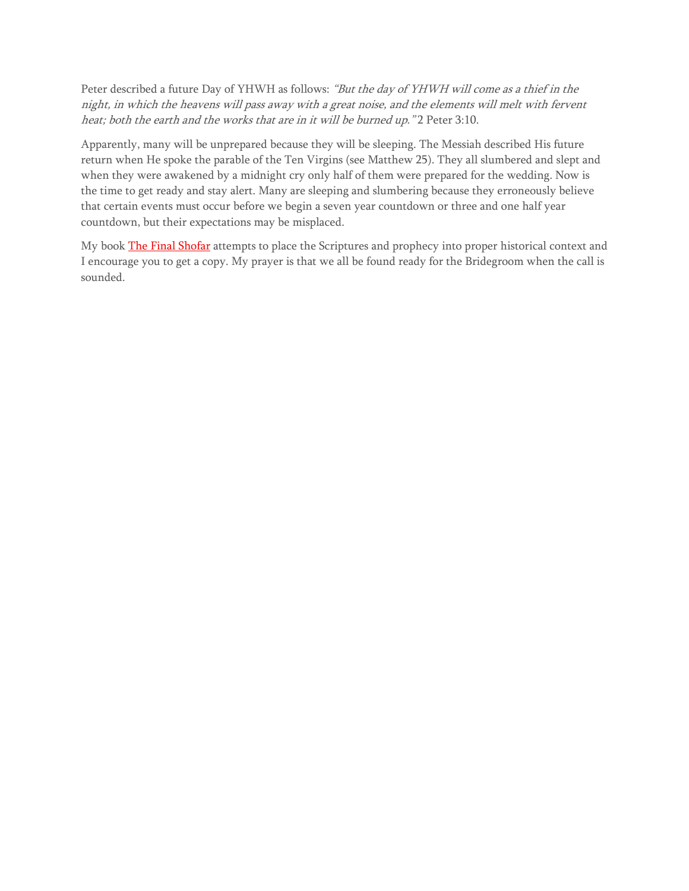Peter described a future Day of YHWH as follows: *"But the day of YHWH will come as a thief in the night, in which the heavens will pass away with a great noise, and the elements will melt with fervent heat; both the earth and the works that are in it will be burned up."* 2 Peter 3:10.

Apparently, many will be unprepared because they will be sleeping. The Messiah described His future return when He spoke the parable of the Ten Virgins (see Matthew 25). They all slumbered and slept and when they were awakened by a midnight cry only half of them were prepared for the wedding. Now is the time to get ready and stay alert. Many are sleeping and slumbering because they erroneously believe that certain events must occur before we begin a seven year countdown or three and one half year countdown, but their expectations may be misplaced.

My book The Final Shofar attempts to place the Scriptures and prophecy into proper historical context and I encourage you to get a copy. My prayer is that we all be found ready for the Bridegroom when the call is sounded.